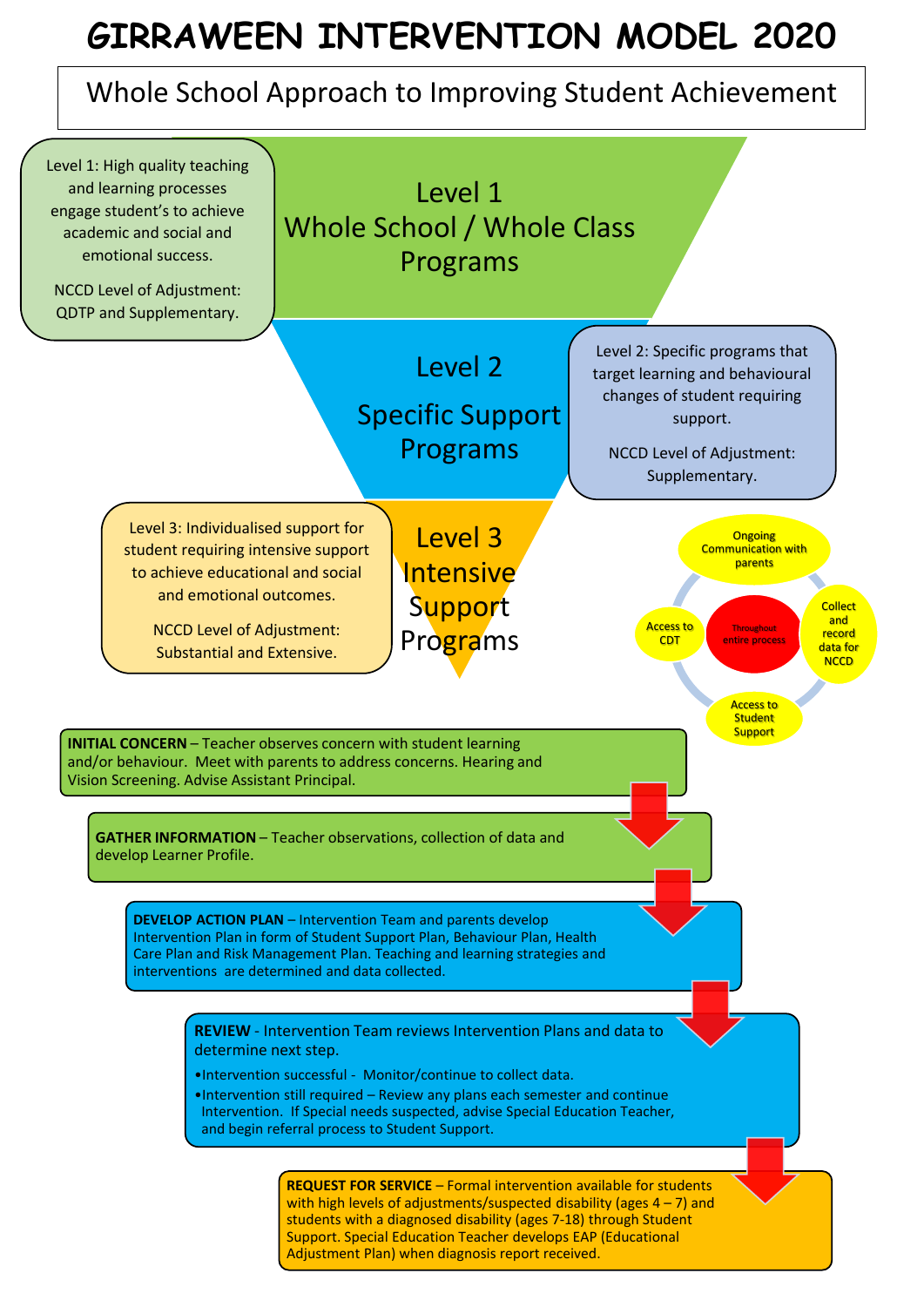# GIRRAWEEN INTERVENTION MODEL 2020

## Whole School Approach to Improving Student Achievement

### Level 1 Whole School / Whole Class Programs

Level 1: High quality teaching and learning processes engage student's to achieve academic and social and emotional success.

NCCD Level of Adjustment: QDTP and Supplementary.

### Level 2 Specific Support Programs

Level 2: Specific programs that target learning and behavioural changes of student requiring support.

NCCD Level of Adjustment: Supplementary.

### Level 3 Intensive Support Programs

Level 3: Individualised support for student requiring intensive support to achieve educational and social and emotional outcomes.

NCCD Level of Adjustment: Substantial and Extensive.

**Throughout entire process:**

- Ongoing Communication with parents
- Collect and record data for NCCD
- Access to Student Support
- Access to CDT

---

**INITIAL CONCERN** – Teacher observes concern with student learning and/or behaviour. Meet with parents to address concerns. Hearing and Vision Screening. Advise Assistant Principal.

**GATHER INFORMATION** – Teacher observations, collection of data and develop Learner Profile.

**DEVELOP ACTION PLAN** – Intervention Team and parents develop Intervention Plan in form of Student Support Plan, Behaviour Plan, Health Care Plan and Risk Management Plan. Teaching and learning strategies and interventions are determined and data collected.

**REVIEW** - Intervention Team reviews Intervention Plans and data to determine next step.

- Intervention successful - Monitor/continue to collect data.
- Intervention still required – Review any plans each semester and continue Intervention. If Special needs suspected, advise Special Education Teacher, and begin referral process to Student Support.

**REQUEST FOR SERVICE** – Formal intervention available for students with high levels of adjustments/suspected disability (ages 4 – 7) and students with a diagnosed disability (ages 7-18) through Student Support. Special Education Teacher develops EAP (Educational Adjustment Plan) when diagnosis report received.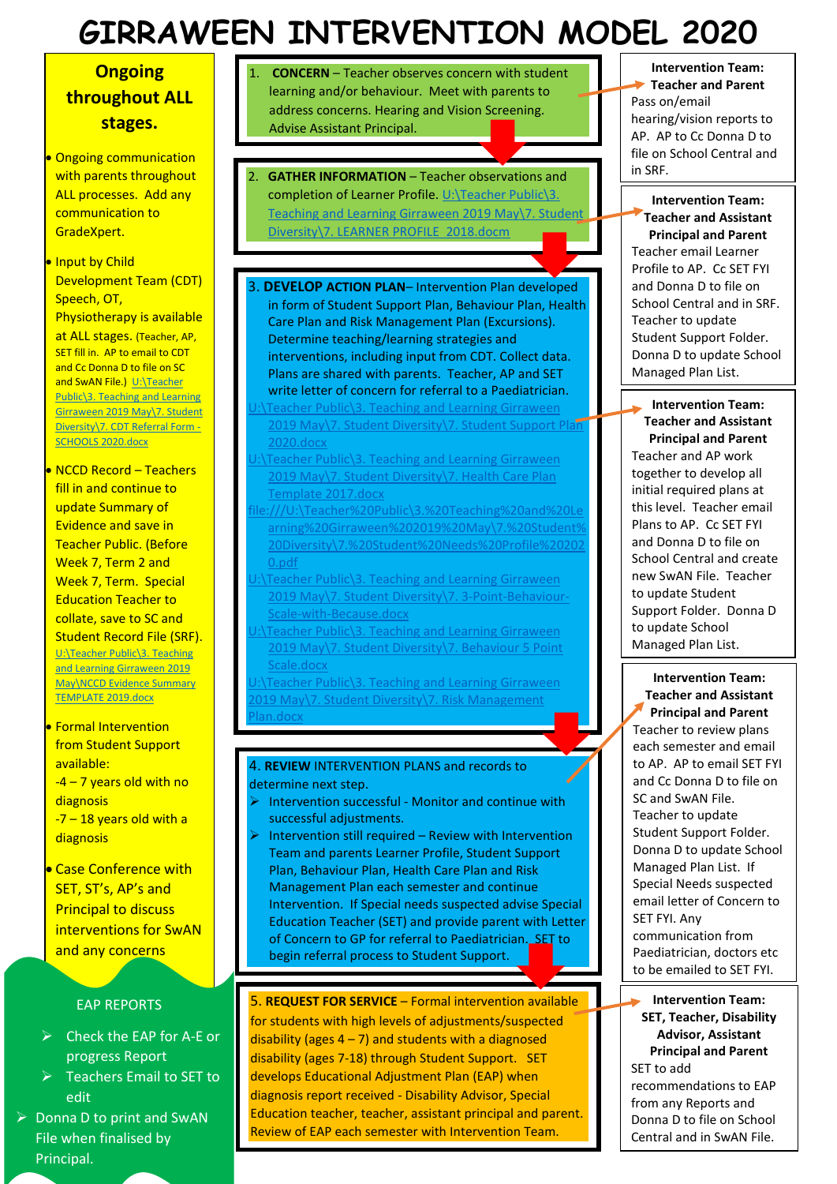# GIRRAWEEN INTERVENTION MODEL 2020

## Ongoing throughout ALL stages.

- Ongoing communication with parents throughout ALL processes. Add any communication to GradeXpert.
- Input by Child Development Team (CDT) Speech, OT, Physiotherapy is available at ALL stages. (Teacher, AP, SET fill in. AP to email to CDT and Cc Donna D to file on SC and SwAN File.) U:\Teacher Public\3. Teaching and Learning Girraween 2019 May\7. Student Diversity\7. CDT Referral Form - SCHOOLS 2020.docx
- NCCD Record – Teachers fill in and continue to update Summary of Evidence and save in Teacher Public. (Before Week 7, Term 2 and Week 7, Term. Special Education Teacher to collate, save to SC and Student Record File (SRF). U:\Teacher Public\3. Teaching and Learning Girraween 2019 May\NCCD Evidence Summary TEMPLATE 2019.docx
- Formal Intervention from Student Support available:
  - -4 – 7 years old with no diagnosis
  - -7 – 18 years old with a diagnosis
- Case Conference with SET, ST's, AP's and Principal to discuss interventions for SwAN and any concerns

### EAP REPORTS

- Check the EAP for A-E or progress Report
- Teachers Email to SET to edit
- Donna D to print and SwAN File when finalised by Principal.

---

1. **CONCERN** – Teacher observes concern with student learning and/or behaviour. Meet with parents to address concerns. Hearing and Vision Screening. Advise Assistant Principal.

**Intervention Team: Teacher and Parent**
Pass on/email hearing/vision reports to AP. AP to Cc Donna D to file on School Central and in SRF.

2. **GATHER INFORMATION** – Teacher observations and completion of Learner Profile. U:\Teacher Public\3. Teaching and Learning Girraween 2019 May\7. Student Diversity\7. LEARNER PROFILE 2018.docm

**Intervention Team: Teacher and Assistant Principal and Parent**
Teacher email Learner Profile to AP. Cc SET FYI and Donna D to file on School Central and in SRF. Teacher to update Student Support Folder. Donna D to update School Managed Plan List.

3. **DEVELOP ACTION PLAN**– Intervention Plan developed in form of Student Support Plan, Behaviour Plan, Health Care Plan and Risk Management Plan (Excursions). Determine teaching/learning strategies and interventions, including input from CDT. Collect data. Plans are shared with parents. Teacher, AP and SET write letter of concern for referral to a Paediatrician.
U:\Teacher Public\3. Teaching and Learning Girraween 2019 May\7. Student Diversity\7. Student Support Plan 2020.docx
U:\Teacher Public\3. Teaching and Learning Girraween 2019 May\7. Student Diversity\7. Health Care Plan Template 2017.docx
file:///U:\Teacher%20Public\3.%20Teaching%20and%20Learning%20Girraween%202019%20May\7.%20Student%20Diversity\7.%20Student%20Needs%20Profile%202020.pdf
U:\Teacher Public\3. Teaching and Learning Girraween 2019 May\7. Student Diversity\7. 3-Point-Behaviour-Scale-with-Because.docx
U:\Teacher Public\3. Teaching and Learning Girraween 2019 May\7. Student Diversity\7. Behaviour 5 Point Scale.docx
U:\Teacher Public\3. Teaching and Learning Girraween 2019 May\7. Student Diversity\7. Risk Management Plan.docx

**Intervention Team: Teacher and Assistant Principal and Parent**
Teacher and AP work together to develop all initial required plans at this level. Teacher email Plans to AP. Cc SET FYI and Donna D to file on School Central and create new SwAN File. Teacher to update Student Support Folder. Donna D to update School Managed Plan List.

4. **REVIEW** INTERVENTION PLANS and records to determine next step.
- Intervention successful - Monitor and continue with successful adjustments.
- Intervention still required – Review with Intervention Team and parents Learner Profile, Student Support Plan, Behaviour Plan, Health Care Plan and Risk Management Plan each semester and continue Intervention. If Special needs suspected advise Special Education Teacher (SET) and provide parent with Letter of Concern to GP for referral to Paediatrician. SET to begin referral process to Student Support.

**Intervention Team: Teacher and Assistant Principal and Parent**
Teacher to review plans each semester and email to AP. AP to email SET FYI and Cc Donna D to file on SC and SwAN File. Teacher to update Student Support Folder. Donna D to update School Managed Plan List. If Special Needs suspected email letter of Concern to SET FYI. Any communication from Paediatrician, doctors etc to be emailed to SET FYI.

5. **REQUEST FOR SERVICE** – Formal intervention available for students with high levels of adjustments/suspected disability (ages 4 – 7) and students with a diagnosed disability (ages 7-18) through Student Support. SET develops Educational Adjustment Plan (EAP) when diagnosis report received - Disability Advisor, Special Education teacher, teacher, assistant principal and parent. Review of EAP each semester with Intervention Team.

**Intervention Team: SET, Teacher, Disability Advisor, Assistant Principal and Parent**
SET to add recommendations to EAP from any Reports and Donna D to file on School Central and in SwAN File.